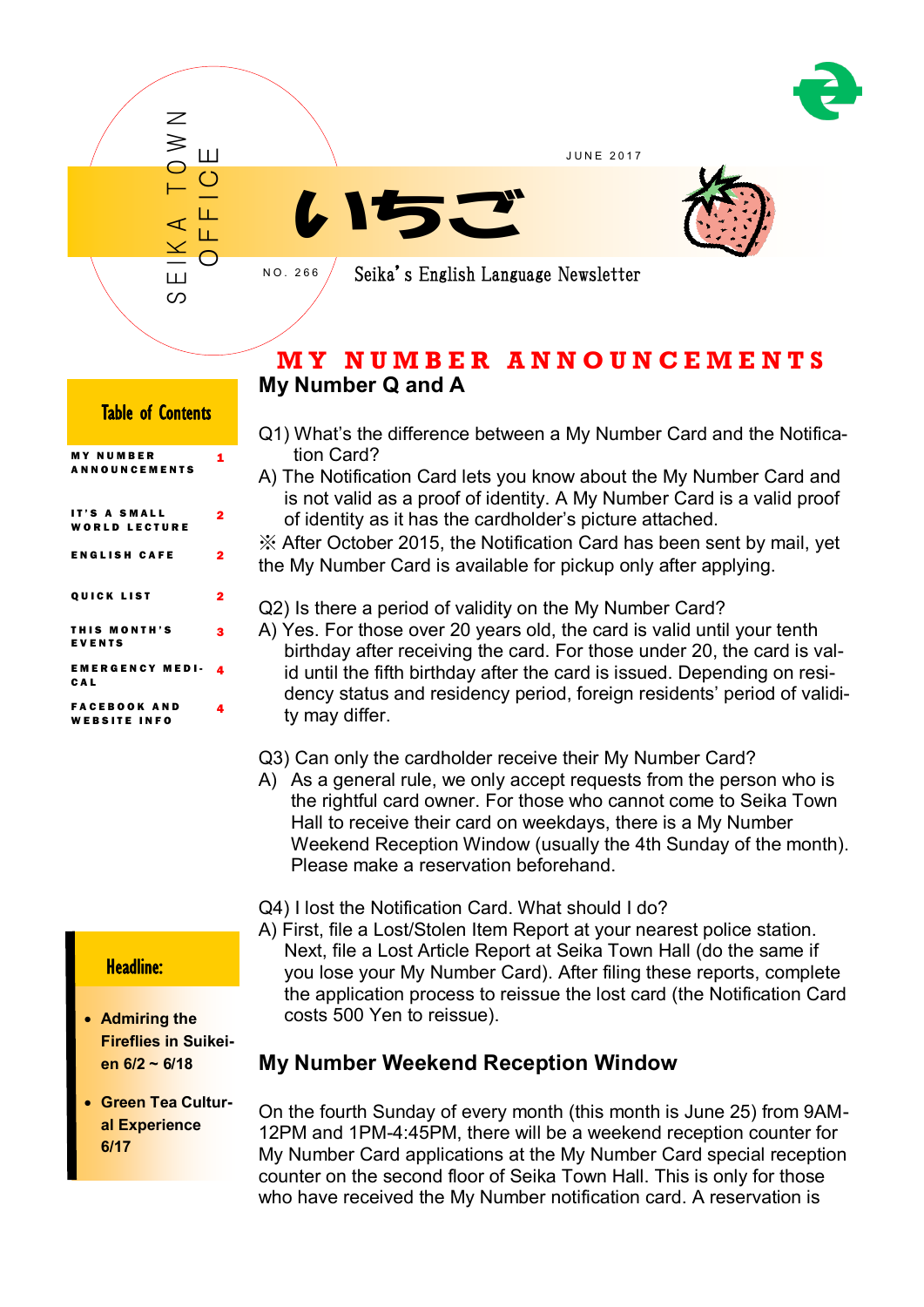SEIKA TOWN OFFICE

JUNE 2017

# いちご

NO. 266

Seika's English Language Newsletter

**Table of Contents**

| | |
|---|---|
| MY NUMBER ANNOUNCEMENTS | 1 |
| IT'S A SMALL WORLD LECTURE | 2 |
| ENGLISH CAFE | 2 |
| QUICK LIST | 2 |
| THIS MONTH'S EVENTS | 3 |
| EMERGENCY MEDICAL | 4 |
| FACEBOOK AND WEBSITE INFO | 4 |

**Headline:**

- **Admiring the Fireflies in Suikei-en 6/2 ~ 6/18**
- **Green Tea Cultural Experience 6/17**

## MY NUMBER ANNOUNCEMENTS

### My Number Q and A

Q1) What's the difference between a My Number Card and the Notification Card?

A) The Notification Card lets you know about the My Number Card and is not valid as a proof of identity. A My Number Card is a valid proof of identity as it has the cardholder's picture attached.

※ After October 2015, the Notification Card has been sent by mail, yet the My Number Card is available for pickup only after applying.

Q2) Is there a period of validity on the My Number Card?

A) Yes. For those over 20 years old, the card is valid until your tenth birthday after receiving the card. For those under 20, the card is valid until the fifth birthday after the card is issued. Depending on residency status and residency period, foreign residents' period of validity may differ.

Q3) Can only the cardholder receive their My Number Card?

A) As a general rule, we only accept requests from the person who is the rightful card owner. For those who cannot come to Seika Town Hall to receive their card on weekdays, there is a My Number Weekend Reception Window (usually the 4th Sunday of the month). Please make a reservation beforehand.

Q4) I lost the Notification Card. What should I do?

A) First, file a Lost/Stolen Item Report at your nearest police station. Next, file a Lost Article Report at Seika Town Hall (do the same if you lose your My Number Card). After filing these reports, complete the application process to reissue the lost card (the Notification Card costs 500 Yen to reissue).

### My Number Weekend Reception Window

On the fourth Sunday of every month (this month is June 25) from 9AM-12PM and 1PM-4:45PM, there will be a weekend reception counter for My Number Card applications at the My Number Card special reception counter on the second floor of Seika Town Hall. This is only for those who have received the My Number notification card. A reservation is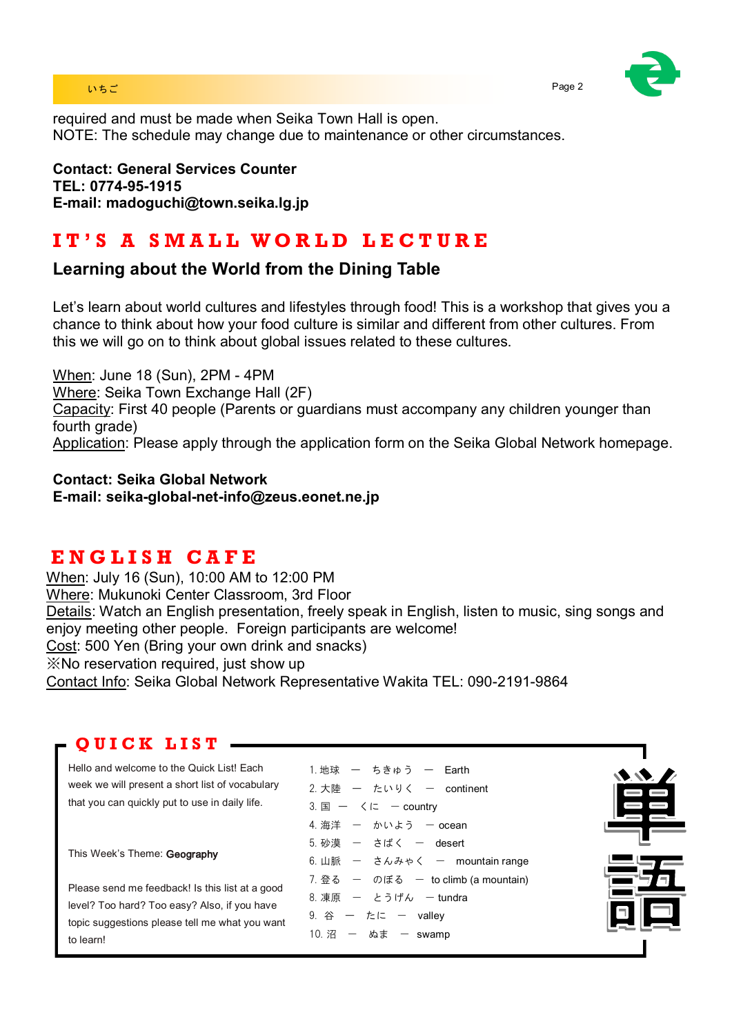required and must be made when Seika Town Hall is open.
NOTE: The schedule may change due to maintenance or other circumstances.

**Contact: General Services Counter**
**TEL: 0774-95-1915**
**E-mail: madoguchi@town.seika.lg.jp**

## IT'S A SMALL WORLD LECTURE

### Learning about the World from the Dining Table

Let's learn about world cultures and lifestyles through food! This is a workshop that gives you a chance to think about how your food culture is similar and different from other cultures. From this we will go on to think about global issues related to these cultures.

When: June 18 (Sun), 2PM - 4PM
Where: Seika Town Exchange Hall (2F)
Capacity: First 40 people (Parents or guardians must accompany any children younger than fourth grade)
Application: Please apply through the application form on the Seika Global Network homepage.

**Contact: Seika Global Network**
**E-mail: seika-global-net-info@zeus.eonet.ne.jp**

## ENGLISH CAFE

When: July 16 (Sun), 10:00 AM to 12:00 PM
Where: Mukunoki Center Classroom, 3rd Floor
Details: Watch an English presentation, freely speak in English, listen to music, sing songs and enjoy meeting other people. Foreign participants are welcome!
Cost: 500 Yen (Bring your own drink and snacks)
※No reservation required, just show up
Contact Info: Seika Global Network Representative Wakita TEL: 090-2191-9864

## QUICK LIST

Hello and welcome to the Quick List! Each week we will present a short list of vocabulary that you can quickly put to use in daily life.

This Week's Theme: **Geography**

Please send me feedback! Is this list at a good level? Too hard? Too easy? Also, if you have topic suggestions please tell me what you want to learn!

1. 地球 ― ちきゅう ― Earth
2. 大陸 ― たいりく ― continent
3. 国 ― くに ― country
4. 海洋 ― かいよう ― ocean
5. 砂漠 ― さばく ― desert
6. 山脈 ― さんみゃく ― mountain range
7. 登る ― のぼる ― to climb (a mountain)
8. 凍原 ― とうげん ― tundra
9. 谷 ― たに ― valley
10. 沼 ― ぬま ― swamp

単語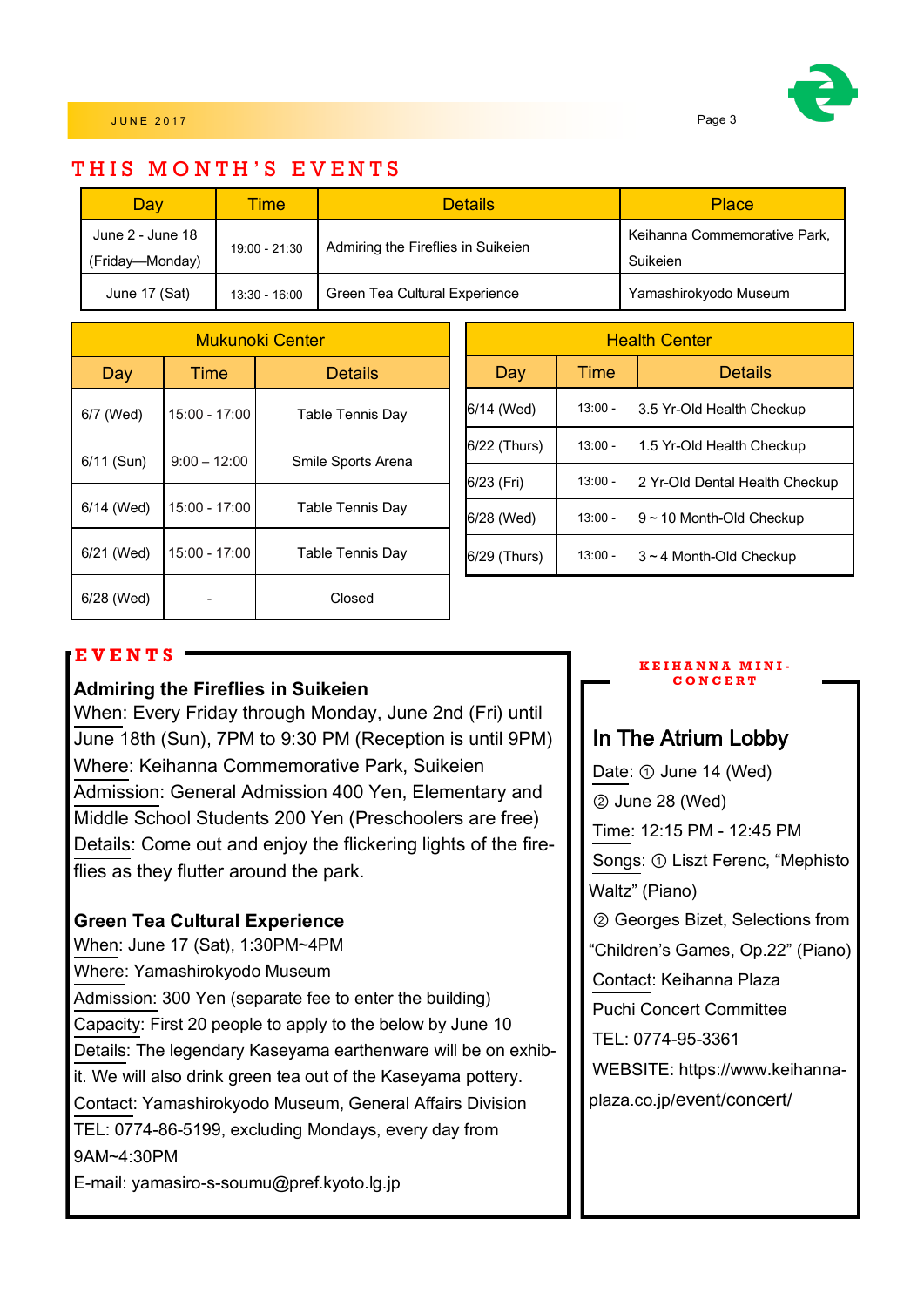## THIS MONTH'S EVENTS

| Day | Time | Details | Place |
|---|---|---|---|
| June 2 - June 18 (Friday—Monday) | 19:00 - 21:30 | Admiring the Fireflies in Suikeien | Keihanna Commemorative Park, Suikeien |
| June 17 (Sat) | 13:30 - 16:00 | Green Tea Cultural Experience | Yamashirokyodo Museum |

| Mukunoki Center | | |
|---|---|---|
| Day | Time | Details |
| 6/7 (Wed) | 15:00 - 17:00 | Table Tennis Day |
| 6/11 (Sun) | 9:00 – 12:00 | Smile Sports Arena |
| 6/14 (Wed) | 15:00 - 17:00 | Table Tennis Day |
| 6/21 (Wed) | 15:00 - 17:00 | Table Tennis Day |
| 6/28 (Wed) | - | Closed |

| Health Center | | |
|---|---|---|
| Day | Time | Details |
| 6/14 (Wed) | 13:00 - | 3.5 Yr-Old Health Checkup |
| 6/22 (Thurs) | 13:00 - | 1.5 Yr-Old Health Checkup |
| 6/23 (Fri) | 13:00 - | 2 Yr-Old Dental Health Checkup |
| 6/28 (Wed) | 13:00 - | 9 ~ 10 Month-Old Checkup |
| 6/29 (Thurs) | 13:00 - | 3 ~ 4 Month-Old Checkup |

## EVENTS

**Admiring the Fireflies in Suikeien**

When: Every Friday through Monday, June 2nd (Fri) until June 18th (Sun), 7PM to 9:30 PM (Reception is until 9PM)

Where: Keihanna Commemorative Park, Suikeien

Admission: General Admission 400 Yen, Elementary and Middle School Students 200 Yen (Preschoolers are free)

Details: Come out and enjoy the flickering lights of the fireflies as they flutter around the park.

**Green Tea Cultural Experience**

When: June 17 (Sat), 1:30PM~4PM

Where: Yamashirokyodo Museum

Admission: 300 Yen (separate fee to enter the building)

Capacity: First 20 people to apply to the below by June 10

Details: The legendary Kaseyama earthenware will be on exhibit. We will also drink green tea out of the Kaseyama pottery.

Contact: Yamashirokyodo Museum, General Affairs Division

TEL: 0774-86-5199, excluding Mondays, every day from 9AM~4:30PM

E-mail: yamasiro-s-soumu@pref.kyoto.lg.jp

## KEIHANNA MINI-CONCERT

### In The Atrium Lobby

Date: ① June 14 (Wed)

② June 28 (Wed)

Time: 12:15 PM - 12:45 PM

Songs: ① Liszt Ferenc, "Mephisto Waltz" (Piano)

② Georges Bizet, Selections from "Children's Games, Op.22" (Piano)

Contact: Keihanna Plaza

Puchi Concert Committee

TEL: 0774-95-3361

WEBSITE: https://www.keihanna-plaza.co.jp/event/concert/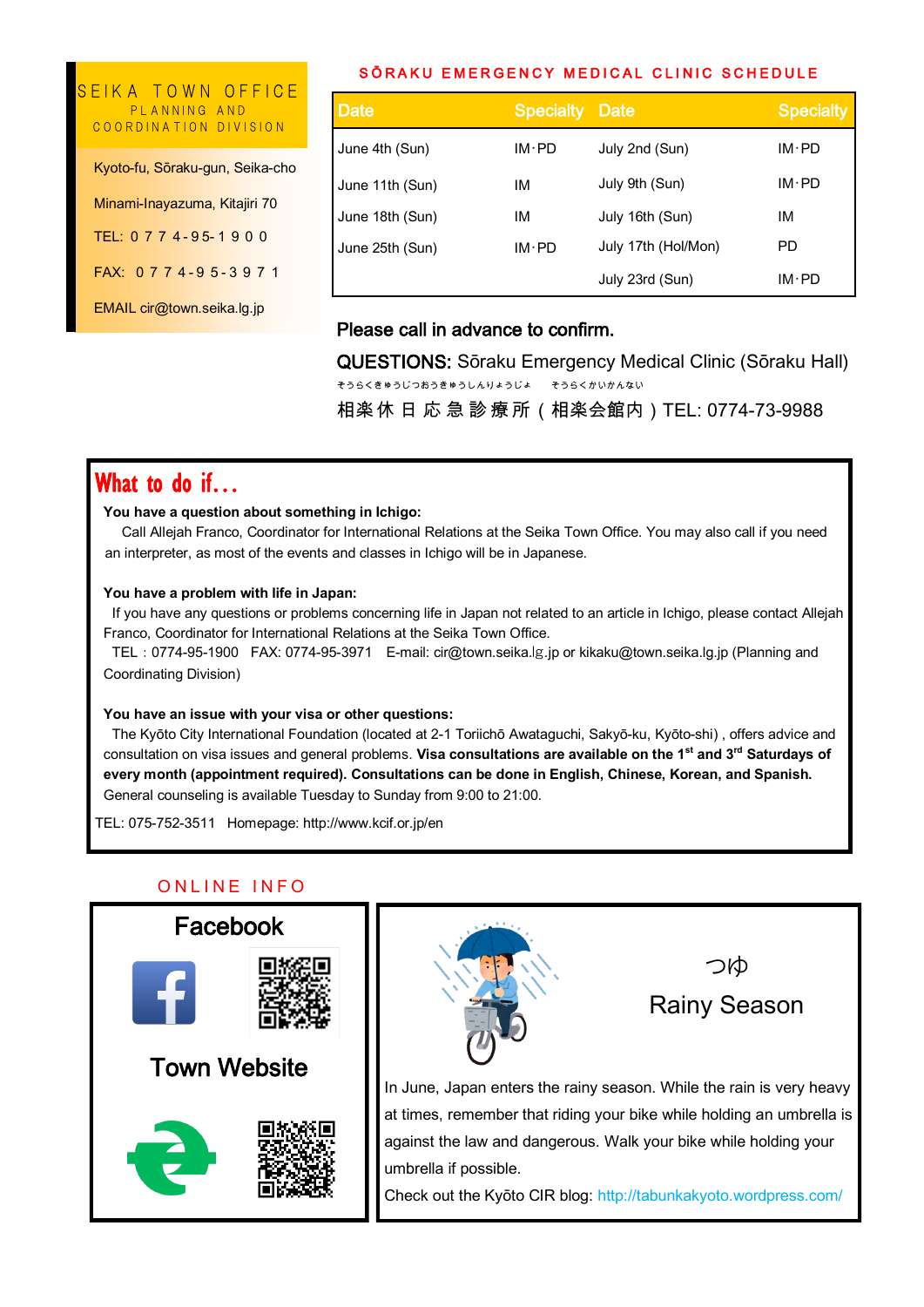## SEIKA TOWN OFFICE

PLANNING AND COORDINATION DIVISION

Kyoto-fu, Sōraku-gun, Seika-cho

Minami-Inayazuma, Kitajiri 70

TEL: ０７７４-95-１９００

FAX: ０７７４-９５-３９７１

EMAIL cir@town.seika.lg.jp

## SŌRAKU EMERGENCY MEDICAL CLINIC SCHEDULE

| Date | Specialty | Date | Specialty |
|---|---|---|---|
| June 4th (Sun) | IM･PD | July 2nd (Sun) | IM･PD |
| June 11th (Sun) | IM | July 9th (Sun) | IM･PD |
| June 18th (Sun) | IM | July 16th (Sun) | IM |
| June 25th (Sun) | IM･PD | July 17th (Hol/Mon) | PD |
| | | July 23rd (Sun) | IM･PD |

Please call in advance to confirm.

**QUESTIONS:** Sōraku Emergency Medical Clinic (Sōraku Hall)

相楽休日応急診療所（相楽会館内）TEL: 0774-73-9988

## What to do if…

**You have a question about something in Ichigo:**

Call Allejah Franco, Coordinator for International Relations at the Seika Town Office. You may also call if you need an interpreter, as most of the events and classes in Ichigo will be in Japanese.

**You have a problem with life in Japan:**

If you have any questions or problems concerning life in Japan not related to an article in Ichigo, please contact Allejah Franco, Coordinator for International Relations at the Seika Town Office.

TEL：0774-95-1900 FAX: 0774-95-3971 E-mail: cir@town.seika.lg.jp or kikaku@town.seika.lg.jp (Planning and Coordinating Division)

**You have an issue with your visa or other questions:**

The Kyōto City International Foundation (located at 2-1 Toriichō Awataguchi, Sakyō-ku, Kyōto-shi) , offers advice and consultation on visa issues and general problems. **Visa consultations are available on the 1st and 3rd Saturdays of every month (appointment required). Consultations can be done in English, Chinese, Korean, and Spanish.** General counseling is available Tuesday to Sunday from 9:00 to 21:00.

TEL: 075-752-3511 Homepage: http://www.kcif.or.jp/en

## ONLINE INFO

Facebook

Town Website

## つゆ Rainy Season

In June, Japan enters the rainy season. While the rain is very heavy at times, remember that riding your bike while holding an umbrella is against the law and dangerous. Walk your bike while holding your umbrella if possible.

Check out the Kyōto CIR blog: http://tabunkakyoto.wordpress.com/